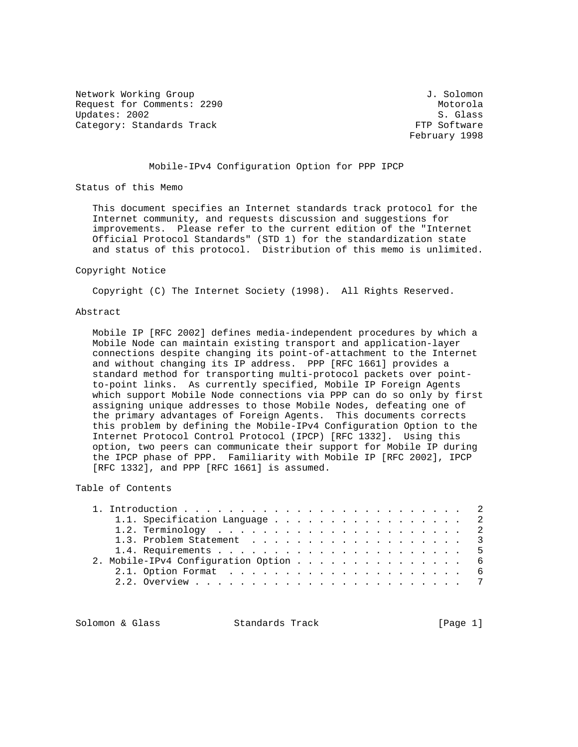Network Working Group J. Solomon
Request for Comments: 2290 Motorola
Updates: 2002 S. Glass
Category: Standards Track FTP Software
February 1998

# Mobile-IPv4 Configuration Option for PPP IPCP

## Status of this Memo

This document specifies an Internet standards track protocol for the Internet community, and requests discussion and suggestions for improvements. Please refer to the current edition of the "Internet Official Protocol Standards" (STD 1) for the standardization state and status of this protocol. Distribution of this memo is unlimited.

## Copyright Notice

Copyright (C) The Internet Society (1998). All Rights Reserved.

## Abstract

Mobile IP [RFC 2002] defines media-independent procedures by which a Mobile Node can maintain existing transport and application-layer connections despite changing its point-of-attachment to the Internet and without changing its IP address. PPP [RFC 1661] provides a standard method for transporting multi-protocol packets over point-to-point links. As currently specified, Mobile IP Foreign Agents which support Mobile Node connections via PPP can do so only by first assigning unique addresses to those Mobile Nodes, defeating one of the primary advantages of Foreign Agents. This documents corrects this problem by defining the Mobile-IPv4 Configuration Option to the Internet Protocol Control Protocol (IPCP) [RFC 1332]. Using this option, two peers can communicate their support for Mobile IP during the IPCP phase of PPP. Familiarity with Mobile IP [RFC 2002], IPCP [RFC 1332], and PPP [RFC 1661] is assumed.

## Table of Contents

```
1. Introduction . . . . . . . . . . . . . . . . . . . . . . . . .  2
    1.1. Specification Language . . . . . . . . . . . . . . . . .  2
    1.2. Terminology  . . . . . . . . . . . . . . . . . . . . . .  2
    1.3. Problem Statement  . . . . . . . . . . . . . . . . . . .  3
    1.4. Requirements . . . . . . . . . . . . . . . . . . . . . .  5
2. Mobile-IPv4 Configuration Option . . . . . . . . . . . . . . .  6
    2.1. Option Format  . . . . . . . . . . . . . . . . . . . . .  6
    2.2. Overview . . . . . . . . . . . . . . . . . . . . . . . .  7
```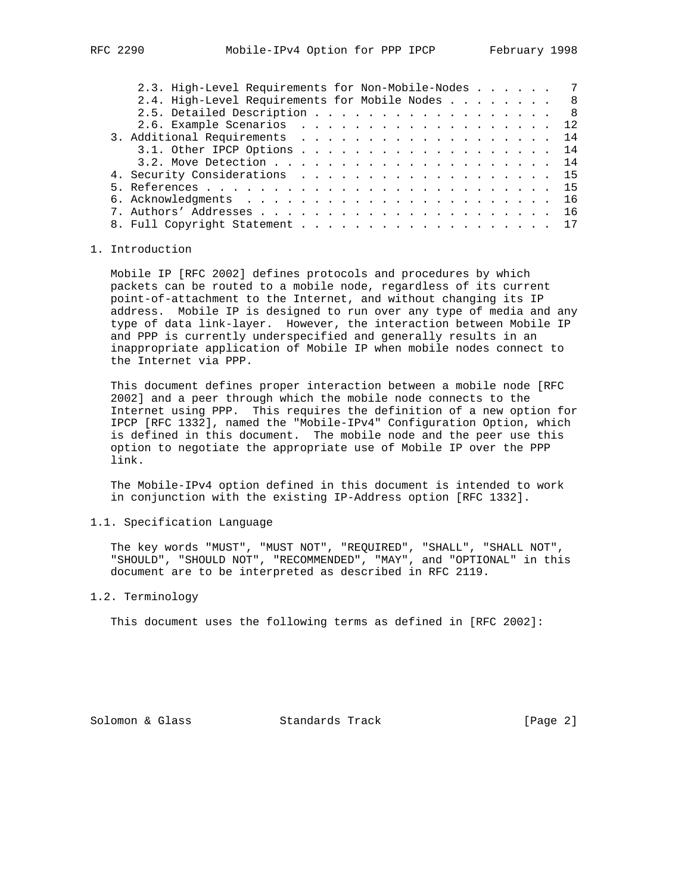2.3. High-Level Requirements for Non-Mobile-Nodes . . . . . . 7
2.4. High-Level Requirements for Mobile Nodes . . . . . . . . 8
2.5. Detailed Description . . . . . . . . . . . . . . . . . . . 8
2.6. Example Scenarios . . . . . . . . . . . . . . . . . . . 12
3. Additional Requirements . . . . . . . . . . . . . . . . . . . 14
3.1. Other IPCP Options . . . . . . . . . . . . . . . . . . . 14
3.2. Move Detection . . . . . . . . . . . . . . . . . . . . . 14
4. Security Considerations . . . . . . . . . . . . . . . . . . . 15
5. References . . . . . . . . . . . . . . . . . . . . . . . . . 15
6. Acknowledgments . . . . . . . . . . . . . . . . . . . . . . . 16
7. Authors' Addresses . . . . . . . . . . . . . . . . . . . . . . 16
8. Full Copyright Statement . . . . . . . . . . . . . . . . . . . 17

# 1. Introduction

Mobile IP [RFC 2002] defines protocols and procedures by which packets can be routed to a mobile node, regardless of its current point-of-attachment to the Internet, and without changing its IP address. Mobile IP is designed to run over any type of media and any type of data link-layer. However, the interaction between Mobile IP and PPP is currently underspecified and generally results in an inappropriate application of Mobile IP when mobile nodes connect to the Internet via PPP.

This document defines proper interaction between a mobile node [RFC 2002] and a peer through which the mobile node connects to the Internet using PPP. This requires the definition of a new option for IPCP [RFC 1332], named the "Mobile-IPv4" Configuration Option, which is defined in this document. The mobile node and the peer use this option to negotiate the appropriate use of Mobile IP over the PPP link.

The Mobile-IPv4 option defined in this document is intended to work in conjunction with the existing IP-Address option [RFC 1332].

## 1.1. Specification Language

The key words "MUST", "MUST NOT", "REQUIRED", "SHALL", "SHALL NOT", "SHOULD", "SHOULD NOT", "RECOMMENDED", "MAY", and "OPTIONAL" in this document are to be interpreted as described in RFC 2119.

## 1.2. Terminology

This document uses the following terms as defined in [RFC 2002]: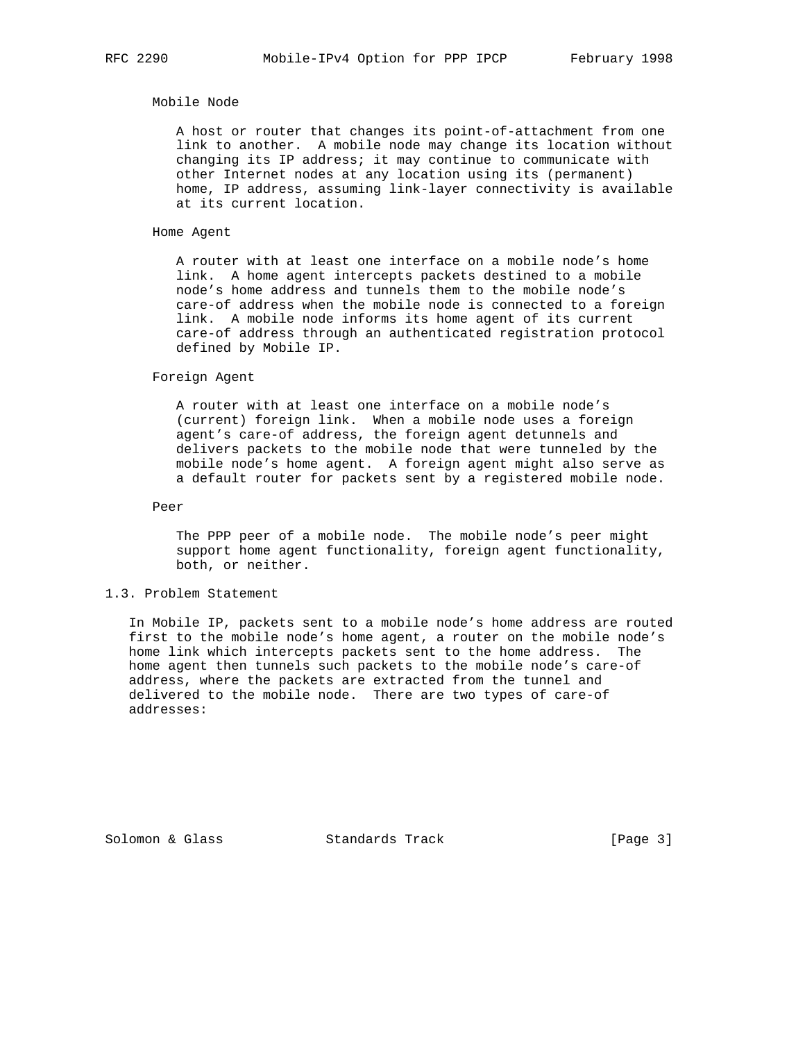Mobile Node

A host or router that changes its point-of-attachment from one link to another. A mobile node may change its location without changing its IP address; it may continue to communicate with other Internet nodes at any location using its (permanent) home, IP address, assuming link-layer connectivity is available at its current location.

Home Agent

A router with at least one interface on a mobile node's home link. A home agent intercepts packets destined to a mobile node's home address and tunnels them to the mobile node's care-of address when the mobile node is connected to a foreign link. A mobile node informs its home agent of its current care-of address through an authenticated registration protocol defined by Mobile IP.

Foreign Agent

A router with at least one interface on a mobile node's (current) foreign link. When a mobile node uses a foreign agent's care-of address, the foreign agent detunnels and delivers packets to the mobile node that were tunneled by the mobile node's home agent. A foreign agent might also serve as a default router for packets sent by a registered mobile node.

Peer

The PPP peer of a mobile node. The mobile node's peer might support home agent functionality, foreign agent functionality, both, or neither.

## 1.3. Problem Statement

In Mobile IP, packets sent to a mobile node's home address are routed first to the mobile node's home agent, a router on the mobile node's home link which intercepts packets sent to the home address. The home agent then tunnels such packets to the mobile node's care-of address, where the packets are extracted from the tunnel and delivered to the mobile node. There are two types of care-of addresses: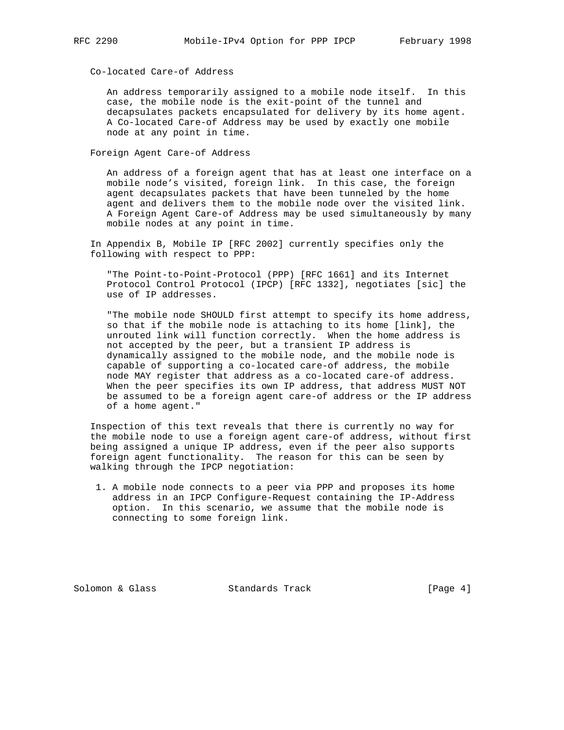Co-located Care-of Address

An address temporarily assigned to a mobile node itself. In this case, the mobile node is the exit-point of the tunnel and decapsulates packets encapsulated for delivery by its home agent. A Co-located Care-of Address may be used by exactly one mobile node at any point in time.

Foreign Agent Care-of Address

An address of a foreign agent that has at least one interface on a mobile node's visited, foreign link. In this case, the foreign agent decapsulates packets that have been tunneled by the home agent and delivers them to the mobile node over the visited link. A Foreign Agent Care-of Address may be used simultaneously by many mobile nodes at any point in time.

In Appendix B, Mobile IP [RFC 2002] currently specifies only the following with respect to PPP:

"The Point-to-Point-Protocol (PPP) [RFC 1661] and its Internet Protocol Control Protocol (IPCP) [RFC 1332], negotiates [sic] the use of IP addresses.

"The mobile node SHOULD first attempt to specify its home address, so that if the mobile node is attaching to its home [link], the unrouted link will function correctly. When the home address is not accepted by the peer, but a transient IP address is dynamically assigned to the mobile node, and the mobile node is capable of supporting a co-located care-of address, the mobile node MAY register that address as a co-located care-of address. When the peer specifies its own IP address, that address MUST NOT be assumed to be a foreign agent care-of address or the IP address of a home agent."

Inspection of this text reveals that there is currently no way for the mobile node to use a foreign agent care-of address, without first being assigned a unique IP address, even if the peer also supports foreign agent functionality. The reason for this can be seen by walking through the IPCP negotiation:

1. A mobile node connects to a peer via PPP and proposes its home address in an IPCP Configure-Request containing the IP-Address option. In this scenario, we assume that the mobile node is connecting to some foreign link.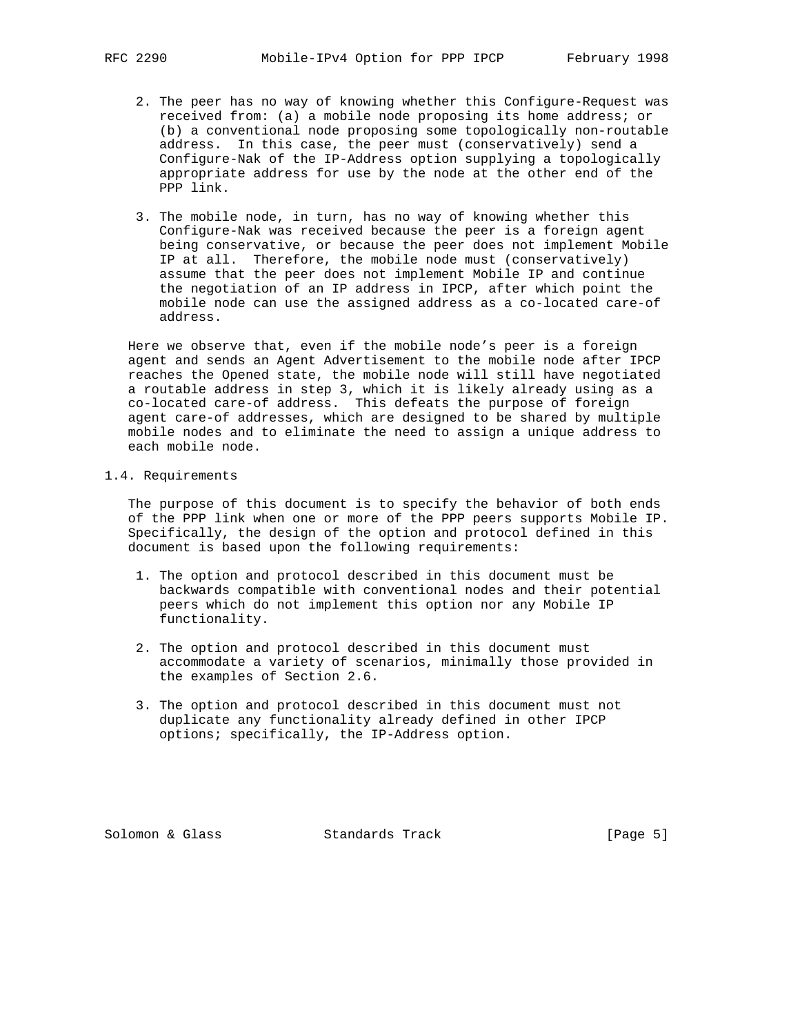2. The peer has no way of knowing whether this Configure-Request was received from: (a) a mobile node proposing its home address; or (b) a conventional node proposing some topologically non-routable address. In this case, the peer must (conservatively) send a Configure-Nak of the IP-Address option supplying a topologically appropriate address for use by the node at the other end of the PPP link.

3. The mobile node, in turn, has no way of knowing whether this Configure-Nak was received because the peer is a foreign agent being conservative, or because the peer does not implement Mobile IP at all. Therefore, the mobile node must (conservatively) assume that the peer does not implement Mobile IP and continue the negotiation of an IP address in IPCP, after which point the mobile node can use the assigned address as a co-located care-of address.

Here we observe that, even if the mobile node's peer is a foreign agent and sends an Agent Advertisement to the mobile node after IPCP reaches the Opened state, the mobile node will still have negotiated a routable address in step 3, which it is likely already using as a co-located care-of address. This defeats the purpose of foreign agent care-of addresses, which are designed to be shared by multiple mobile nodes and to eliminate the need to assign a unique address to each mobile node.

## 1.4. Requirements

The purpose of this document is to specify the behavior of both ends of the PPP link when one or more of the PPP peers supports Mobile IP. Specifically, the design of the option and protocol defined in this document is based upon the following requirements:

1. The option and protocol described in this document must be backwards compatible with conventional nodes and their potential peers which do not implement this option nor any Mobile IP functionality.

2. The option and protocol described in this document must accommodate a variety of scenarios, minimally those provided in the examples of Section 2.6.

3. The option and protocol described in this document must not duplicate any functionality already defined in other IPCP options; specifically, the IP-Address option.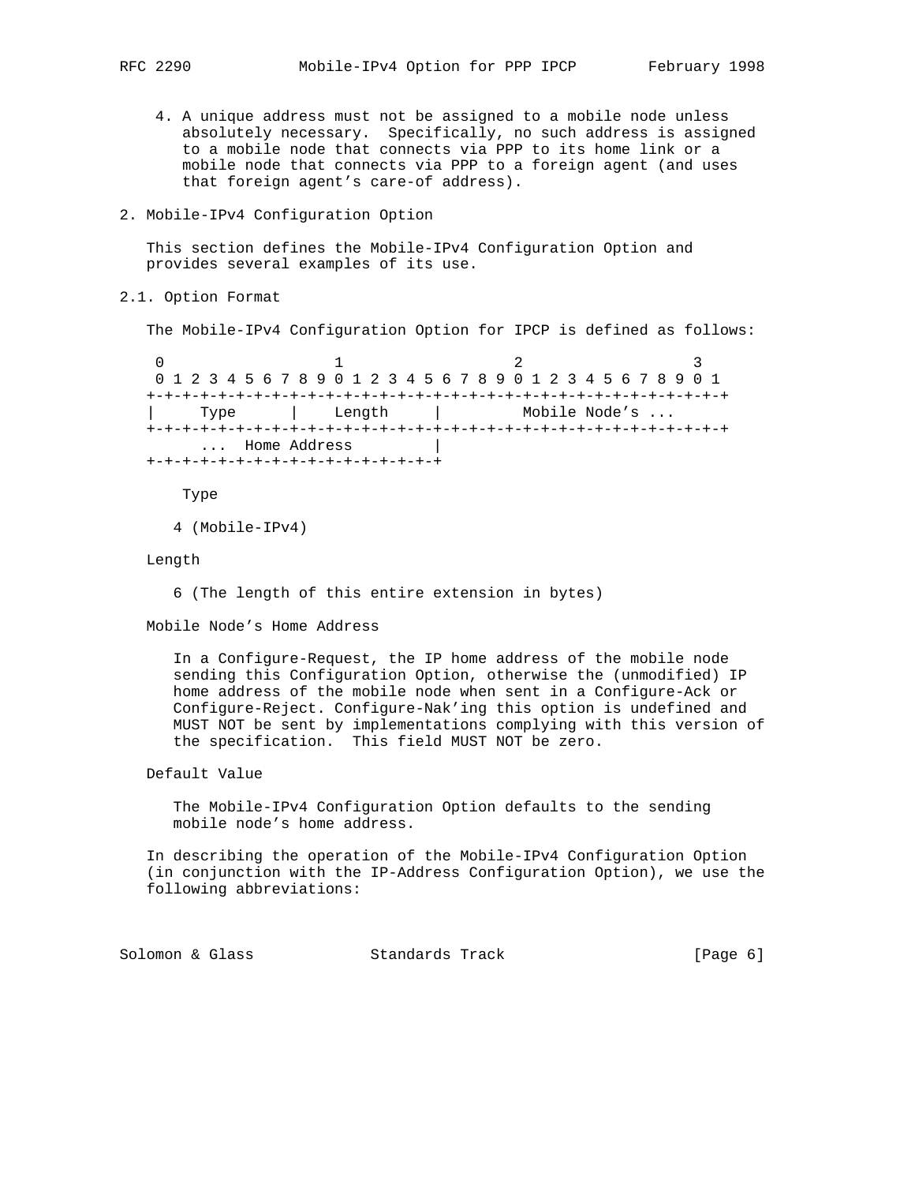4. A unique address must not be assigned to a mobile node unless absolutely necessary. Specifically, no such address is assigned to a mobile node that connects via PPP to its home link or a mobile node that connects via PPP to a foreign agent (and uses that foreign agent's care-of address).

## 2. Mobile-IPv4 Configuration Option

This section defines the Mobile-IPv4 Configuration Option and provides several examples of its use.

### 2.1. Option Format

The Mobile-IPv4 Configuration Option for IPCP is defined as follows:

```
 0                   1                   2                   3
 0 1 2 3 4 5 6 7 8 9 0 1 2 3 4 5 6 7 8 9 0 1 2 3 4 5 6 7 8 9 0 1
+-+-+-+-+-+-+-+-+-+-+-+-+-+-+-+-+-+-+-+-+-+-+-+-+-+-+-+-+-+-+-+-+
|     Type      |    Length     |         Mobile Node's ...
+-+-+-+-+-+-+-+-+-+-+-+-+-+-+-+-+-+-+-+-+-+-+-+-+-+-+-+-+-+-+-+-+
      ...  Home Address         |
+-+-+-+-+-+-+-+-+-+-+-+-+-+-+-+-+
```

Type

4 (Mobile-IPv4)

Length

6 (The length of this entire extension in bytes)

Mobile Node's Home Address

In a Configure-Request, the IP home address of the mobile node sending this Configuration Option, otherwise the (unmodified) IP home address of the mobile node when sent in a Configure-Ack or Configure-Reject. Configure-Nak'ing this option is undefined and MUST NOT be sent by implementations complying with this version of the specification. This field MUST NOT be zero.

Default Value

The Mobile-IPv4 Configuration Option defaults to the sending mobile node's home address.

In describing the operation of the Mobile-IPv4 Configuration Option (in conjunction with the IP-Address Configuration Option), we use the following abbreviations: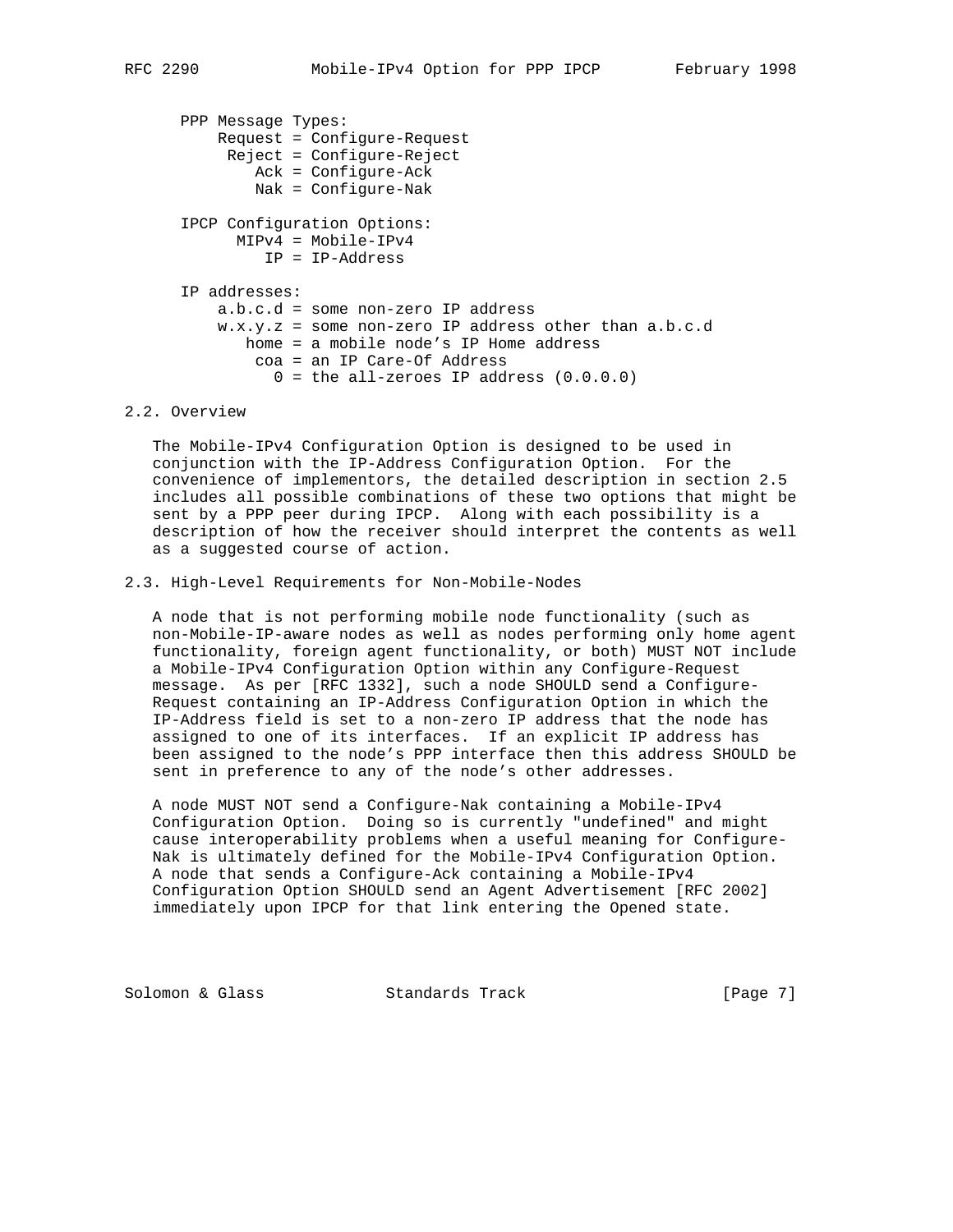PPP Message Types:

```
    Request = Configure-Request
     Reject = Configure-Reject
        Ack = Configure-Ack
        Nak = Configure-Nak
```

IPCP Configuration Options:

```
      MIPv4 = Mobile-IPv4
         IP = IP-Address
```

IP addresses:

```
    a.b.c.d = some non-zero IP address
    w.x.y.z = some non-zero IP address other than a.b.c.d
       home = a mobile node's IP Home address
        coa = an IP Care-Of Address
          0 = the all-zeroes IP address (0.0.0.0)
```

## 2.2. Overview

The Mobile-IPv4 Configuration Option is designed to be used in conjunction with the IP-Address Configuration Option. For the convenience of implementors, the detailed description in section 2.5 includes all possible combinations of these two options that might be sent by a PPP peer during IPCP. Along with each possibility is a description of how the receiver should interpret the contents as well as a suggested course of action.

## 2.3. High-Level Requirements for Non-Mobile-Nodes

A node that is not performing mobile node functionality (such as non-Mobile-IP-aware nodes as well as nodes performing only home agent functionality, foreign agent functionality, or both) MUST NOT include a Mobile-IPv4 Configuration Option within any Configure-Request message. As per [RFC 1332], such a node SHOULD send a Configure-Request containing an IP-Address Configuration Option in which the IP-Address field is set to a non-zero IP address that the node has assigned to one of its interfaces. If an explicit IP address has been assigned to the node's PPP interface then this address SHOULD be sent in preference to any of the node's other addresses.

A node MUST NOT send a Configure-Nak containing a Mobile-IPv4 Configuration Option. Doing so is currently "undefined" and might cause interoperability problems when a useful meaning for Configure-Nak is ultimately defined for the Mobile-IPv4 Configuration Option. A node that sends a Configure-Ack containing a Mobile-IPv4 Configuration Option SHOULD send an Agent Advertisement [RFC 2002] immediately upon IPCP for that link entering the Opened state.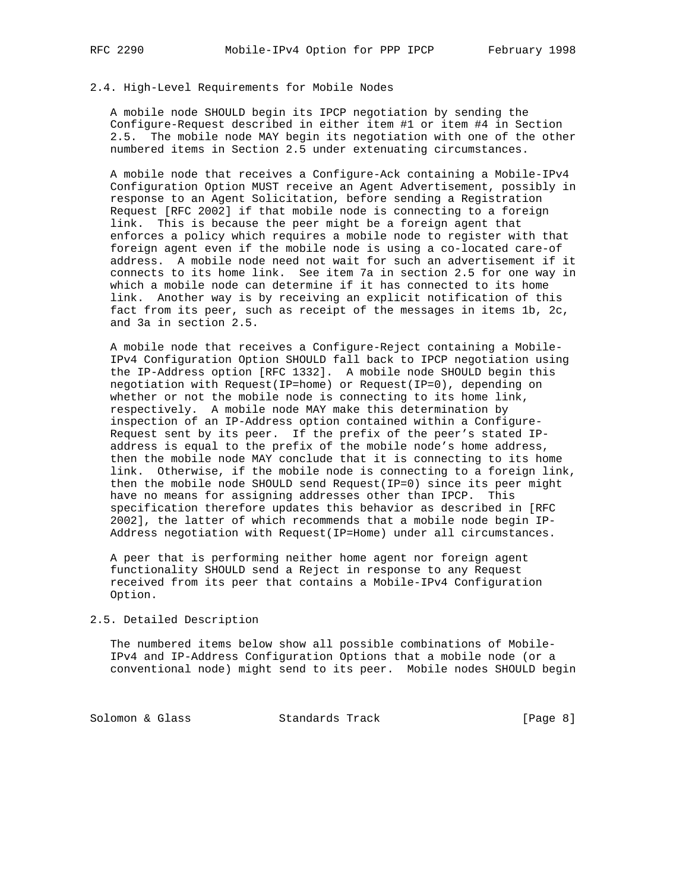### 2.4. High-Level Requirements for Mobile Nodes

A mobile node SHOULD begin its IPCP negotiation by sending the Configure-Request described in either item #1 or item #4 in Section 2.5. The mobile node MAY begin its negotiation with one of the other numbered items in Section 2.5 under extenuating circumstances.

A mobile node that receives a Configure-Ack containing a Mobile-IPv4 Configuration Option MUST receive an Agent Advertisement, possibly in response to an Agent Solicitation, before sending a Registration Request [RFC 2002] if that mobile node is connecting to a foreign link. This is because the peer might be a foreign agent that enforces a policy which requires a mobile node to register with that foreign agent even if the mobile node is using a co-located care-of address. A mobile node need not wait for such an advertisement if it connects to its home link. See item 7a in section 2.5 for one way in which a mobile node can determine if it has connected to its home link. Another way is by receiving an explicit notification of this fact from its peer, such as receipt of the messages in items 1b, 2c, and 3a in section 2.5.

A mobile node that receives a Configure-Reject containing a Mobile-IPv4 Configuration Option SHOULD fall back to IPCP negotiation using the IP-Address option [RFC 1332]. A mobile node SHOULD begin this negotiation with Request(IP=home) or Request(IP=0), depending on whether or not the mobile node is connecting to its home link, respectively. A mobile node MAY make this determination by inspection of an IP-Address option contained within a Configure-Request sent by its peer. If the prefix of the peer's stated IP-address is equal to the prefix of the mobile node's home address, then the mobile node MAY conclude that it is connecting to its home link. Otherwise, if the mobile node is connecting to a foreign link, then the mobile node SHOULD send Request(IP=0) since its peer might have no means for assigning addresses other than IPCP. This specification therefore updates this behavior as described in [RFC 2002], the latter of which recommends that a mobile node begin IP-Address negotiation with Request(IP=Home) under all circumstances.

A peer that is performing neither home agent nor foreign agent functionality SHOULD send a Reject in response to any Request received from its peer that contains a Mobile-IPv4 Configuration Option.

### 2.5. Detailed Description

The numbered items below show all possible combinations of Mobile-IPv4 and IP-Address Configuration Options that a mobile node (or a conventional node) might send to its peer. Mobile nodes SHOULD begin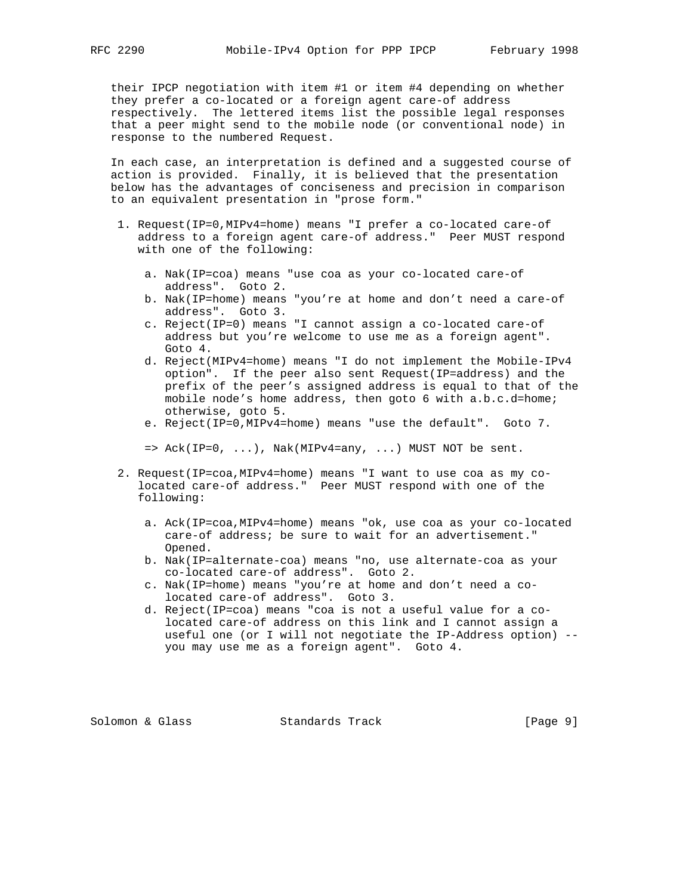their IPCP negotiation with item #1 or item #4 depending on whether they prefer a co-located or a foreign agent care-of address respectively. The lettered items list the possible legal responses that a peer might send to the mobile node (or conventional node) in response to the numbered Request.

In each case, an interpretation is defined and a suggested course of action is provided. Finally, it is believed that the presentation below has the advantages of conciseness and precision in comparison to an equivalent presentation in "prose form."

1. Request(IP=0,MIPv4=home) means "I prefer a co-located care-of address to a foreign agent care-of address." Peer MUST respond with one of the following:

   a. Nak(IP=coa) means "use coa as your co-located care-of address". Goto 2.
   b. Nak(IP=home) means "you're at home and don't need a care-of address". Goto 3.
   c. Reject(IP=0) means "I cannot assign a co-located care-of address but you're welcome to use me as a foreign agent". Goto 4.
   d. Reject(MIPv4=home) means "I do not implement the Mobile-IPv4 option". If the peer also sent Request(IP=address) and the prefix of the peer's assigned address is equal to that of the mobile node's home address, then goto 6 with a.b.c.d=home; otherwise, goto 5.
   e. Reject(IP=0,MIPv4=home) means "use the default". Goto 7.

   => Ack(IP=0, ...), Nak(MIPv4=any, ...) MUST NOT be sent.

2. Request(IP=coa,MIPv4=home) means "I want to use coa as my co-located care-of address." Peer MUST respond with one of the following:

   a. Ack(IP=coa,MIPv4=home) means "ok, use coa as your co-located care-of address; be sure to wait for an advertisement." Opened.
   b. Nak(IP=alternate-coa) means "no, use alternate-coa as your co-located care-of address". Goto 2.
   c. Nak(IP=home) means "you're at home and don't need a co-located care-of address". Goto 3.
   d. Reject(IP=coa) means "coa is not a useful value for a co-located care-of address on this link and I cannot assign a useful one (or I will not negotiate the IP-Address option) -- you may use me as a foreign agent". Goto 4.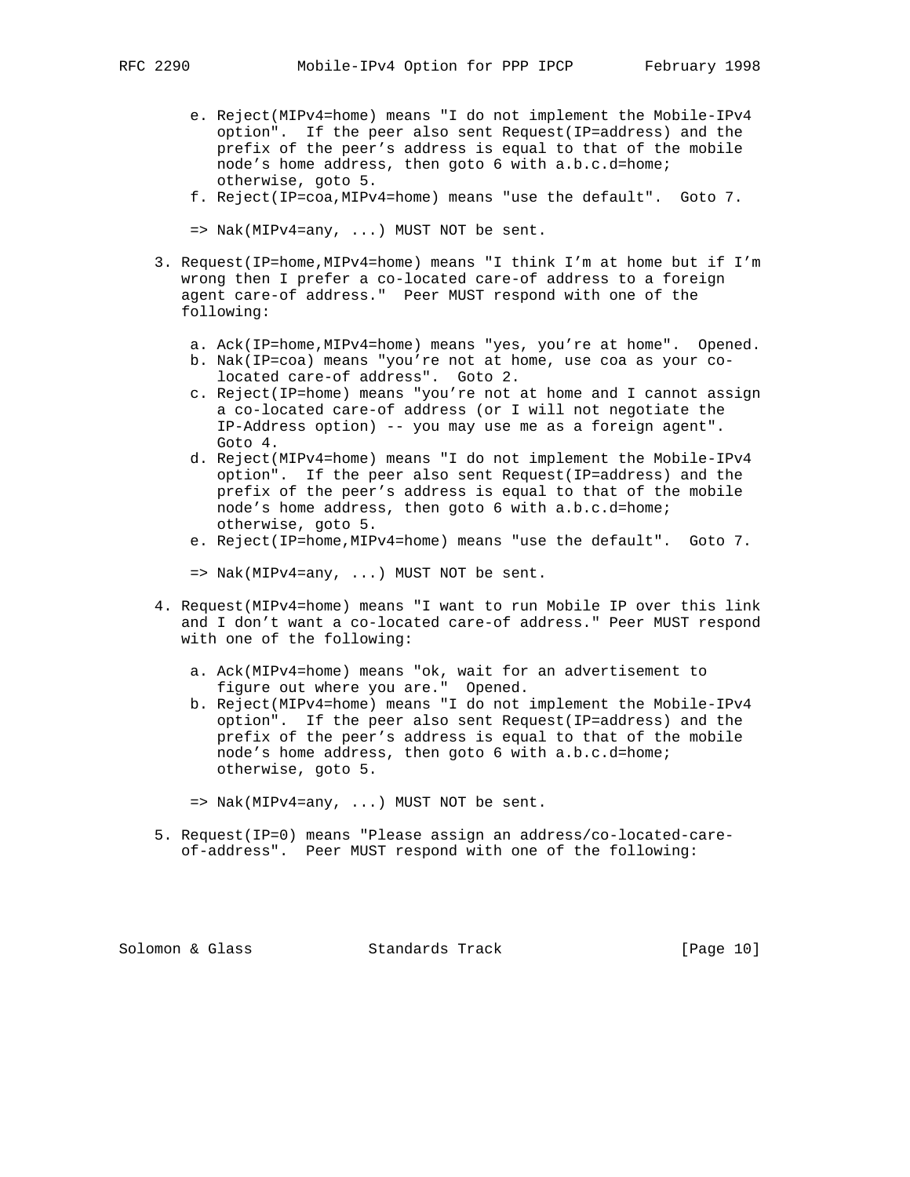e. Reject(MIPv4=home) means "I do not implement the Mobile-IPv4 option". If the peer also sent Request(IP=address) and the prefix of the peer's address is equal to that of the mobile node's home address, then goto 6 with a.b.c.d=home; otherwise, goto 5.
f. Reject(IP=coa,MIPv4=home) means "use the default". Goto 7.

=> Nak(MIPv4=any, ...) MUST NOT be sent.

3. Request(IP=home,MIPv4=home) means "I think I'm at home but if I'm wrong then I prefer a co-located care-of address to a foreign agent care-of address." Peer MUST respond with one of the following:

   a. Ack(IP=home,MIPv4=home) means "yes, you're at home". Opened.
   b. Nak(IP=coa) means "you're not at home, use coa as your co-located care-of address". Goto 2.
   c. Reject(IP=home) means "you're not at home and I cannot assign a co-located care-of address (or I will not negotiate the IP-Address option) -- you may use me as a foreign agent". Goto 4.
   d. Reject(MIPv4=home) means "I do not implement the Mobile-IPv4 option". If the peer also sent Request(IP=address) and the prefix of the peer's address is equal to that of the mobile node's home address, then goto 6 with a.b.c.d=home; otherwise, goto 5.
   e. Reject(IP=home,MIPv4=home) means "use the default". Goto 7.

   => Nak(MIPv4=any, ...) MUST NOT be sent.

4. Request(MIPv4=home) means "I want to run Mobile IP over this link and I don't want a co-located care-of address." Peer MUST respond with one of the following:

   a. Ack(MIPv4=home) means "ok, wait for an advertisement to figure out where you are." Opened.
   b. Reject(MIPv4=home) means "I do not implement the Mobile-IPv4 option". If the peer also sent Request(IP=address) and the prefix of the peer's address is equal to that of the mobile node's home address, then goto 6 with a.b.c.d=home; otherwise, goto 5.

   => Nak(MIPv4=any, ...) MUST NOT be sent.

5. Request(IP=0) means "Please assign an address/co-located-care-of-address". Peer MUST respond with one of the following: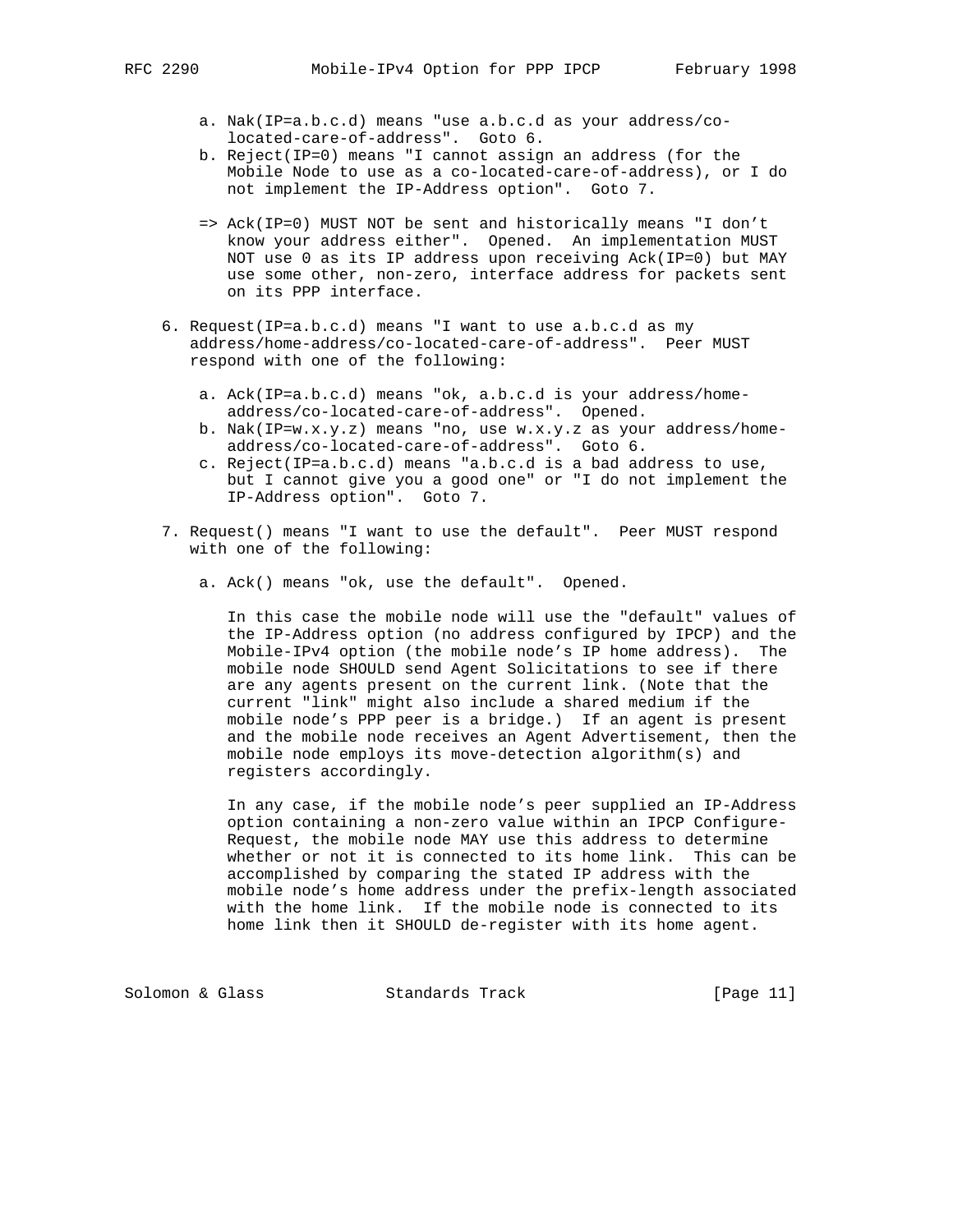a. Nak(IP=a.b.c.d) means "use a.b.c.d as your address/co-located-care-of-address". Goto 6.
   b. Reject(IP=0) means "I cannot assign an address (for the Mobile Node to use as a co-located-care-of-address), or I do not implement the IP-Address option". Goto 7.

   => Ack(IP=0) MUST NOT be sent and historically means "I don't know your address either". Opened. An implementation MUST NOT use 0 as its IP address upon receiving Ack(IP=0) but MAY use some other, non-zero, interface address for packets sent on its PPP interface.

6. Request(IP=a.b.c.d) means "I want to use a.b.c.d as my address/home-address/co-located-care-of-address". Peer MUST respond with one of the following:

   a. Ack(IP=a.b.c.d) means "ok, a.b.c.d is your address/home-address/co-located-care-of-address". Opened.
   b. Nak(IP=w.x.y.z) means "no, use w.x.y.z as your address/home-address/co-located-care-of-address". Goto 6.
   c. Reject(IP=a.b.c.d) means "a.b.c.d is a bad address to use, but I cannot give you a good one" or "I do not implement the IP-Address option". Goto 7.

7. Request() means "I want to use the default". Peer MUST respond with one of the following:

   a. Ack() means "ok, use the default". Opened.

      In this case the mobile node will use the "default" values of the IP-Address option (no address configured by IPCP) and the Mobile-IPv4 option (the mobile node's IP home address). The mobile node SHOULD send Agent Solicitations to see if there are any agents present on the current link. (Note that the current "link" might also include a shared medium if the mobile node's PPP peer is a bridge.) If an agent is present and the mobile node receives an Agent Advertisement, then the mobile node employs its move-detection algorithm(s) and registers accordingly.

      In any case, if the mobile node's peer supplied an IP-Address option containing a non-zero value within an IPCP Configure-Request, the mobile node MAY use this address to determine whether or not it is connected to its home link. This can be accomplished by comparing the stated IP address with the mobile node's home address under the prefix-length associated with the home link. If the mobile node is connected to its home link then it SHOULD de-register with its home agent.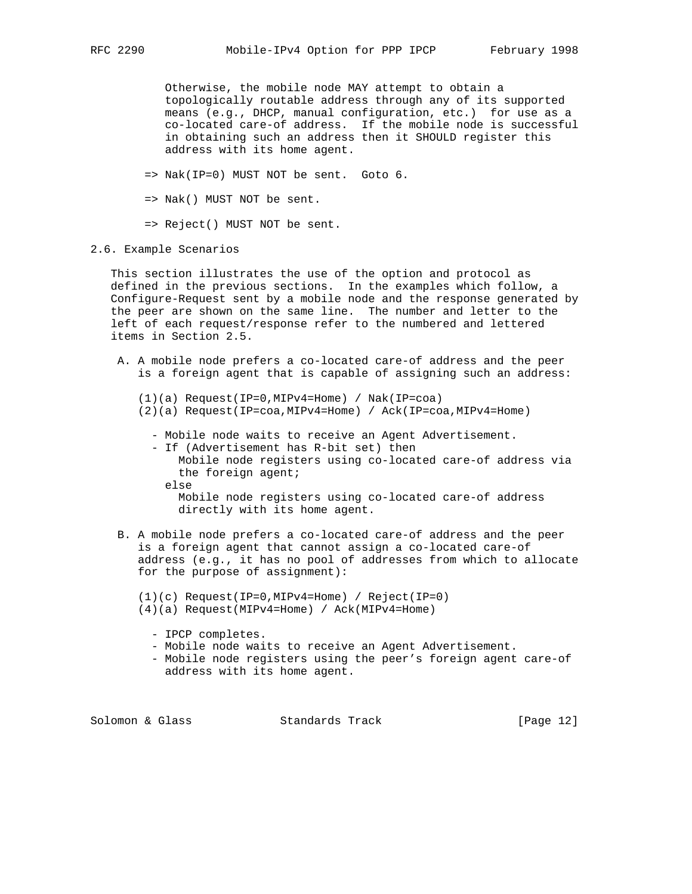Otherwise, the mobile node MAY attempt to obtain a topologically routable address through any of its supported means (e.g., DHCP, manual configuration, etc.) for use as a co-located care-of address. If the mobile node is successful in obtaining such an address then it SHOULD register this address with its home agent.

=> Nak(IP=0) MUST NOT be sent. Goto 6.

=> Nak() MUST NOT be sent.

=> Reject() MUST NOT be sent.

## 2.6. Example Scenarios

This section illustrates the use of the option and protocol as defined in the previous sections. In the examples which follow, a Configure-Request sent by a mobile node and the response generated by the peer are shown on the same line. The number and letter to the left of each request/response refer to the numbered and lettered items in Section 2.5.

A. A mobile node prefers a co-located care-of address and the peer is a foreign agent that is capable of assigning such an address:

```
(1)(a) Request(IP=0,MIPv4=Home) / Nak(IP=coa)
(2)(a) Request(IP=coa,MIPv4=Home) / Ack(IP=coa,MIPv4=Home)

  - Mobile node waits to receive an Agent Advertisement.
  - If (Advertisement has R-bit set) then
      Mobile node registers using co-located care-of address via
      the foreign agent;
    else
      Mobile node registers using co-located care-of address
      directly with its home agent.
```

B. A mobile node prefers a co-located care-of address and the peer is a foreign agent that cannot assign a co-located care-of address (e.g., it has no pool of addresses from which to allocate for the purpose of assignment):

```
(1)(c) Request(IP=0,MIPv4=Home) / Reject(IP=0)
(4)(a) Request(MIPv4=Home) / Ack(MIPv4=Home)

  - IPCP completes.
  - Mobile node waits to receive an Agent Advertisement.
  - Mobile node registers using the peer's foreign agent care-of
    address with its home agent.
```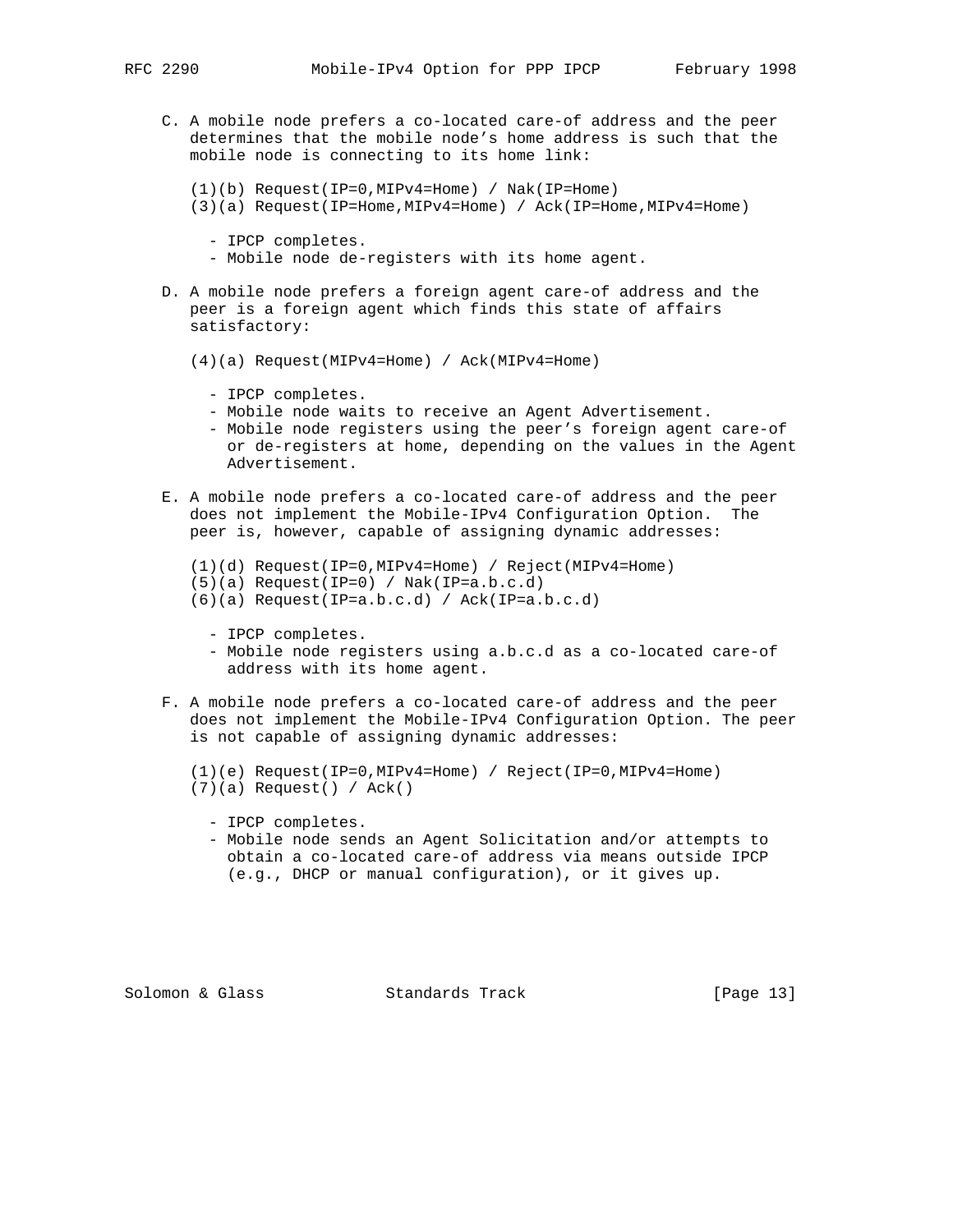C. A mobile node prefers a co-located care-of address and the peer determines that the mobile node's home address is such that the mobile node is connecting to its home link:

```
(1)(b) Request(IP=0,MIPv4=Home) / Nak(IP=Home)
(3)(a) Request(IP=Home,MIPv4=Home) / Ack(IP=Home,MIPv4=Home)
```

- IPCP completes.
- Mobile node de-registers with its home agent.

D. A mobile node prefers a foreign agent care-of address and the peer is a foreign agent which finds this state of affairs satisfactory:

```
(4)(a) Request(MIPv4=Home) / Ack(MIPv4=Home)
```

- IPCP completes.
- Mobile node waits to receive an Agent Advertisement.
- Mobile node registers using the peer's foreign agent care-of or de-registers at home, depending on the values in the Agent Advertisement.

E. A mobile node prefers a co-located care-of address and the peer does not implement the Mobile-IPv4 Configuration Option. The peer is, however, capable of assigning dynamic addresses:

```
(1)(d) Request(IP=0,MIPv4=Home) / Reject(MIPv4=Home)
(5)(a) Request(IP=0) / Nak(IP=a.b.c.d)
(6)(a) Request(IP=a.b.c.d) / Ack(IP=a.b.c.d)
```

- IPCP completes.
- Mobile node registers using a.b.c.d as a co-located care-of address with its home agent.

F. A mobile node prefers a co-located care-of address and the peer does not implement the Mobile-IPv4 Configuration Option. The peer is not capable of assigning dynamic addresses:

```
(1)(e) Request(IP=0,MIPv4=Home) / Reject(IP=0,MIPv4=Home)
(7)(a) Request() / Ack()
```

- IPCP completes.
- Mobile node sends an Agent Solicitation and/or attempts to obtain a co-located care-of address via means outside IPCP (e.g., DHCP or manual configuration), or it gives up.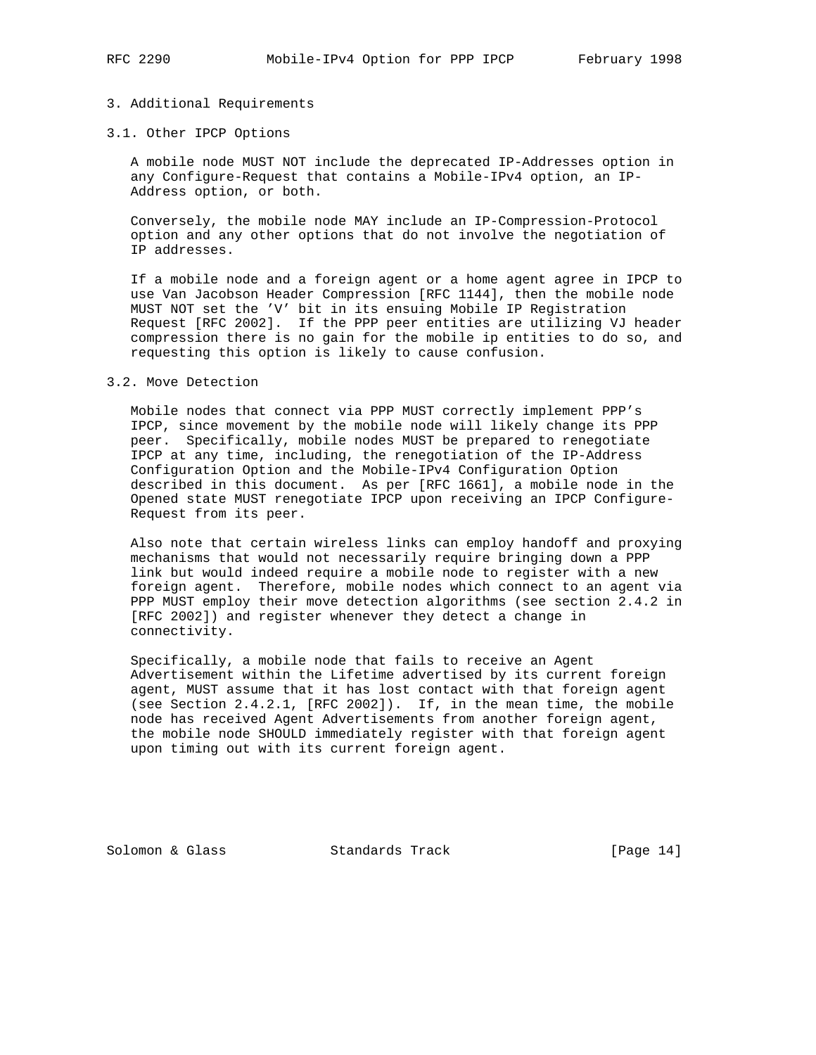## 3. Additional Requirements

### 3.1. Other IPCP Options

A mobile node MUST NOT include the deprecated IP-Addresses option in any Configure-Request that contains a Mobile-IPv4 option, an IP-Address option, or both.

Conversely, the mobile node MAY include an IP-Compression-Protocol option and any other options that do not involve the negotiation of IP addresses.

If a mobile node and a foreign agent or a home agent agree in IPCP to use Van Jacobson Header Compression [RFC 1144], then the mobile node MUST NOT set the 'V' bit in its ensuing Mobile IP Registration Request [RFC 2002]. If the PPP peer entities are utilizing VJ header compression there is no gain for the mobile ip entities to do so, and requesting this option is likely to cause confusion.

### 3.2. Move Detection

Mobile nodes that connect via PPP MUST correctly implement PPP's IPCP, since movement by the mobile node will likely change its PPP peer. Specifically, mobile nodes MUST be prepared to renegotiate IPCP at any time, including, the renegotiation of the IP-Address Configuration Option and the Mobile-IPv4 Configuration Option described in this document. As per [RFC 1661], a mobile node in the Opened state MUST renegotiate IPCP upon receiving an IPCP Configure-Request from its peer.

Also note that certain wireless links can employ handoff and proxying mechanisms that would not necessarily require bringing down a PPP link but would indeed require a mobile node to register with a new foreign agent. Therefore, mobile nodes which connect to an agent via PPP MUST employ their move detection algorithms (see section 2.4.2 in [RFC 2002]) and register whenever they detect a change in connectivity.

Specifically, a mobile node that fails to receive an Agent Advertisement within the Lifetime advertised by its current foreign agent, MUST assume that it has lost contact with that foreign agent (see Section 2.4.2.1, [RFC 2002]). If, in the mean time, the mobile node has received Agent Advertisements from another foreign agent, the mobile node SHOULD immediately register with that foreign agent upon timing out with its current foreign agent.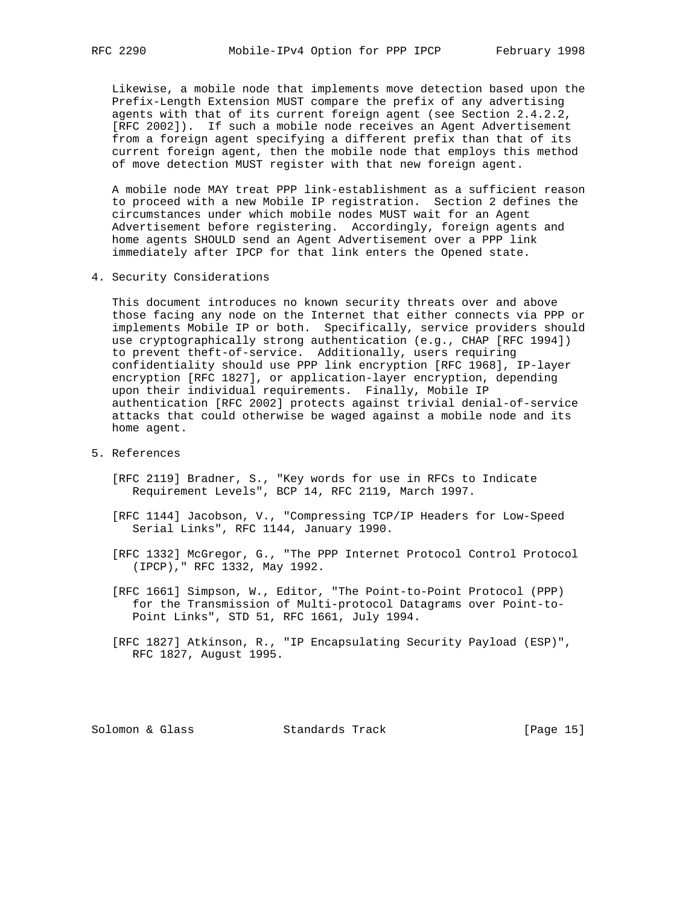Likewise, a mobile node that implements move detection based upon the Prefix-Length Extension MUST compare the prefix of any advertising agents with that of its current foreign agent (see Section 2.4.2.2, [RFC 2002]). If such a mobile node receives an Agent Advertisement from a foreign agent specifying a different prefix than that of its current foreign agent, then the mobile node that employs this method of move detection MUST register with that new foreign agent.

A mobile node MAY treat PPP link-establishment as a sufficient reason to proceed with a new Mobile IP registration. Section 2 defines the circumstances under which mobile nodes MUST wait for an Agent Advertisement before registering. Accordingly, foreign agents and home agents SHOULD send an Agent Advertisement over a PPP link immediately after IPCP for that link enters the Opened state.

## 4. Security Considerations

This document introduces no known security threats over and above those facing any node on the Internet that either connects via PPP or implements Mobile IP or both. Specifically, service providers should use cryptographically strong authentication (e.g., CHAP [RFC 1994]) to prevent theft-of-service. Additionally, users requiring confidentiality should use PPP link encryption [RFC 1968], IP-layer encryption [RFC 1827], or application-layer encryption, depending upon their individual requirements. Finally, Mobile IP authentication [RFC 2002] protects against trivial denial-of-service attacks that could otherwise be waged against a mobile node and its home agent.

## 5. References

[RFC 2119] Bradner, S., "Key words for use in RFCs to Indicate Requirement Levels", BCP 14, RFC 2119, March 1997.

[RFC 1144] Jacobson, V., "Compressing TCP/IP Headers for Low-Speed Serial Links", RFC 1144, January 1990.

[RFC 1332] McGregor, G., "The PPP Internet Protocol Control Protocol (IPCP)," RFC 1332, May 1992.

[RFC 1661] Simpson, W., Editor, "The Point-to-Point Protocol (PPP) for the Transmission of Multi-protocol Datagrams over Point-to-Point Links", STD 51, RFC 1661, July 1994.

[RFC 1827] Atkinson, R., "IP Encapsulating Security Payload (ESP)", RFC 1827, August 1995.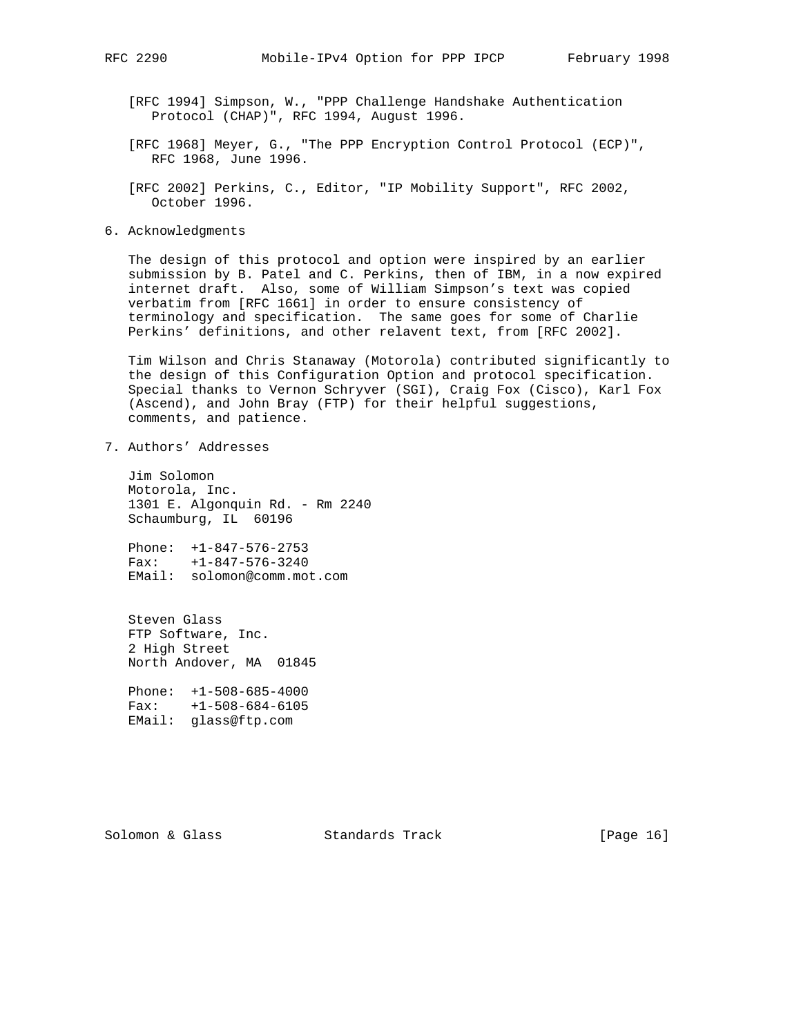[RFC 1994] Simpson, W., "PPP Challenge Handshake Authentication Protocol (CHAP)", RFC 1994, August 1996.

[RFC 1968] Meyer, G., "The PPP Encryption Control Protocol (ECP)", RFC 1968, June 1996.

[RFC 2002] Perkins, C., Editor, "IP Mobility Support", RFC 2002, October 1996.

## 6. Acknowledgments

The design of this protocol and option were inspired by an earlier submission by B. Patel and C. Perkins, then of IBM, in a now expired internet draft. Also, some of William Simpson's text was copied verbatim from [RFC 1661] in order to ensure consistency of terminology and specification. The same goes for some of Charlie Perkins' definitions, and other relavent text, from [RFC 2002].

Tim Wilson and Chris Stanaway (Motorola) contributed significantly to the design of this Configuration Option and protocol specification. Special thanks to Vernon Schryver (SGI), Craig Fox (Cisco), Karl Fox (Ascend), and John Bray (FTP) for their helpful suggestions, comments, and patience.

## 7. Authors' Addresses

Jim Solomon
Motorola, Inc.
1301 E. Algonquin Rd. - Rm 2240
Schaumburg, IL 60196

Phone: +1-847-576-2753
Fax: +1-847-576-3240
EMail: solomon@comm.mot.com

Steven Glass
FTP Software, Inc.
2 High Street
North Andover, MA 01845

Phone: +1-508-685-4000
Fax: +1-508-684-6105
EMail: glass@ftp.com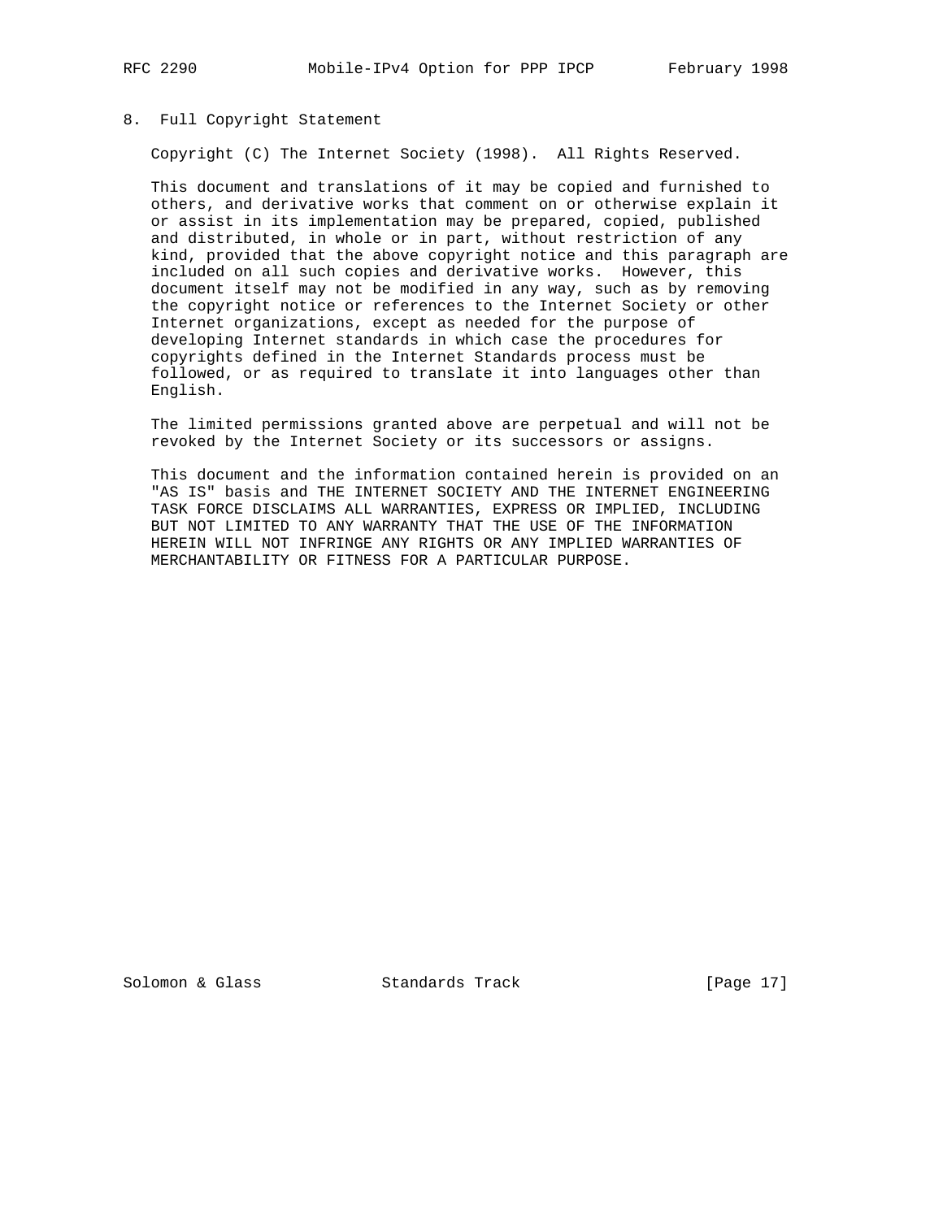## 8. Full Copyright Statement

Copyright (C) The Internet Society (1998). All Rights Reserved.

This document and translations of it may be copied and furnished to others, and derivative works that comment on or otherwise explain it or assist in its implementation may be prepared, copied, published and distributed, in whole or in part, without restriction of any kind, provided that the above copyright notice and this paragraph are included on all such copies and derivative works. However, this document itself may not be modified in any way, such as by removing the copyright notice or references to the Internet Society or other Internet organizations, except as needed for the purpose of developing Internet standards in which case the procedures for copyrights defined in the Internet Standards process must be followed, or as required to translate it into languages other than English.

The limited permissions granted above are perpetual and will not be revoked by the Internet Society or its successors or assigns.

This document and the information contained herein is provided on an "AS IS" basis and THE INTERNET SOCIETY AND THE INTERNET ENGINEERING TASK FORCE DISCLAIMS ALL WARRANTIES, EXPRESS OR IMPLIED, INCLUDING BUT NOT LIMITED TO ANY WARRANTY THAT THE USE OF THE INFORMATION HEREIN WILL NOT INFRINGE ANY RIGHTS OR ANY IMPLIED WARRANTIES OF MERCHANTABILITY OR FITNESS FOR A PARTICULAR PURPOSE.